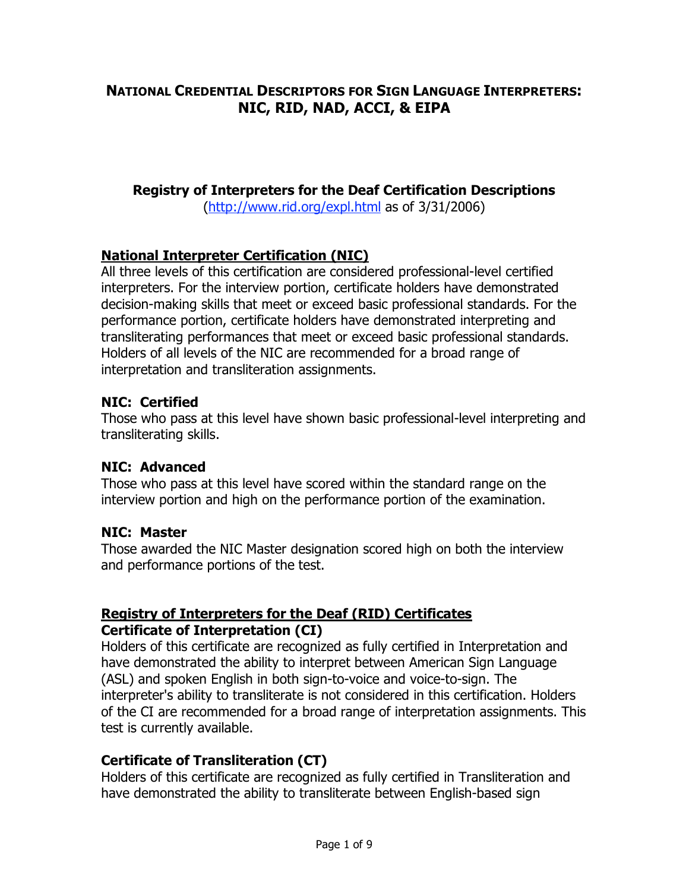# NATIONAL CREDENTIAL DESCRIPTORS FOR SIGN LANGUAGE INTERPRETERS: NIC, RID, NAD, ACCI, & EIPA

## Registry of Interpreters for the Deaf Certification Descriptions

(http://www.rid.org/expl.html as of 3/31/2006)

### National Interpreter Certification (NIC)

All three levels of this certification are considered professional-level certified interpreters. For the interview portion, certificate holders have demonstrated decision-making skills that meet or exceed basic professional standards. For the performance portion, certificate holders have demonstrated interpreting and transliterating performances that meet or exceed basic professional standards. Holders of all levels of the NIC are recommended for a broad range of interpretation and transliteration assignments.

#### NIC: Certified

Those who pass at this level have shown basic professional-level interpreting and transliterating skills.

#### NIC: Advanced

Those who pass at this level have scored within the standard range on the interview portion and high on the performance portion of the examination.

#### NIC: Master

Those awarded the NIC Master designation scored high on both the interview and performance portions of the test.

### Registry of Interpreters for the Deaf (RID) Certificates

#### Certificate of Interpretation (CI)

Holders of this certificate are recognized as fully certified in Interpretation and have demonstrated the ability to interpret between American Sign Language (ASL) and spoken English in both sign-to-voice and voice-to-sign. The interpreter's ability to transliterate is not considered in this certification. Holders of the CI are recommended for a broad range of interpretation assignments. This test is currently available.

#### Certificate of Transliteration (CT)

Holders of this certificate are recognized as fully certified in Transliteration and have demonstrated the ability to transliterate between English-based sign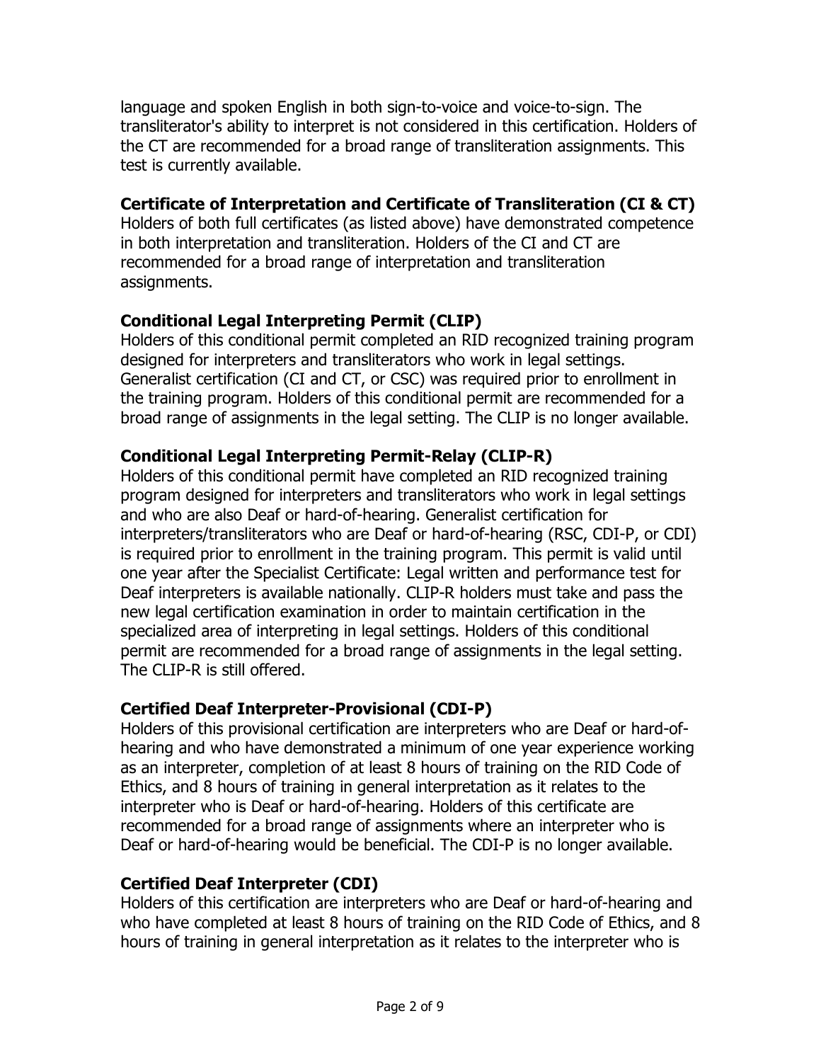language and spoken English in both sign-to-voice and voice-to-sign. The transliterator's ability to interpret is not considered in this certification. Holders of the CT are recommended for a broad range of transliteration assignments. This test is currently available.

**Certificate of Interpretation and Certificate of Transliteration (CI & CT)**
Holders of both full certificates (as listed above) have demonstrated competence in both interpretation and transliteration. Holders of the CI and CT are recommended for a broad range of interpretation and transliteration assignments.

**Conditional Legal Interpreting Permit (CLIP)**
Holders of this conditional permit completed an RID recognized training program designed for interpreters and transliterators who work in legal settings. Generalist certification (CI and CT, or CSC) was required prior to enrollment in the training program. Holders of this conditional permit are recommended for a broad range of assignments in the legal setting. The CLIP is no longer available.

**Conditional Legal Interpreting Permit-Relay (CLIP-R)**
Holders of this conditional permit have completed an RID recognized training program designed for interpreters and transliterators who work in legal settings and who are also Deaf or hard-of-hearing. Generalist certification for interpreters/transliterators who are Deaf or hard-of-hearing (RSC, CDI-P, or CDI) is required prior to enrollment in the training program. This permit is valid until one year after the Specialist Certificate: Legal written and performance test for Deaf interpreters is available nationally. CLIP-R holders must take and pass the new legal certification examination in order to maintain certification in the specialized area of interpreting in legal settings. Holders of this conditional permit are recommended for a broad range of assignments in the legal setting. The CLIP-R is still offered.

**Certified Deaf Interpreter-Provisional (CDI-P)**
Holders of this provisional certification are interpreters who are Deaf or hard-of-hearing and who have demonstrated a minimum of one year experience working as an interpreter, completion of at least 8 hours of training on the RID Code of Ethics, and 8 hours of training in general interpretation as it relates to the interpreter who is Deaf or hard-of-hearing. Holders of this certificate are recommended for a broad range of assignments where an interpreter who is Deaf or hard-of-hearing would be beneficial. The CDI-P is no longer available.

**Certified Deaf Interpreter (CDI)**
Holders of this certification are interpreters who are Deaf or hard-of-hearing and who have completed at least 8 hours of training on the RID Code of Ethics, and 8 hours of training in general interpretation as it relates to the interpreter who is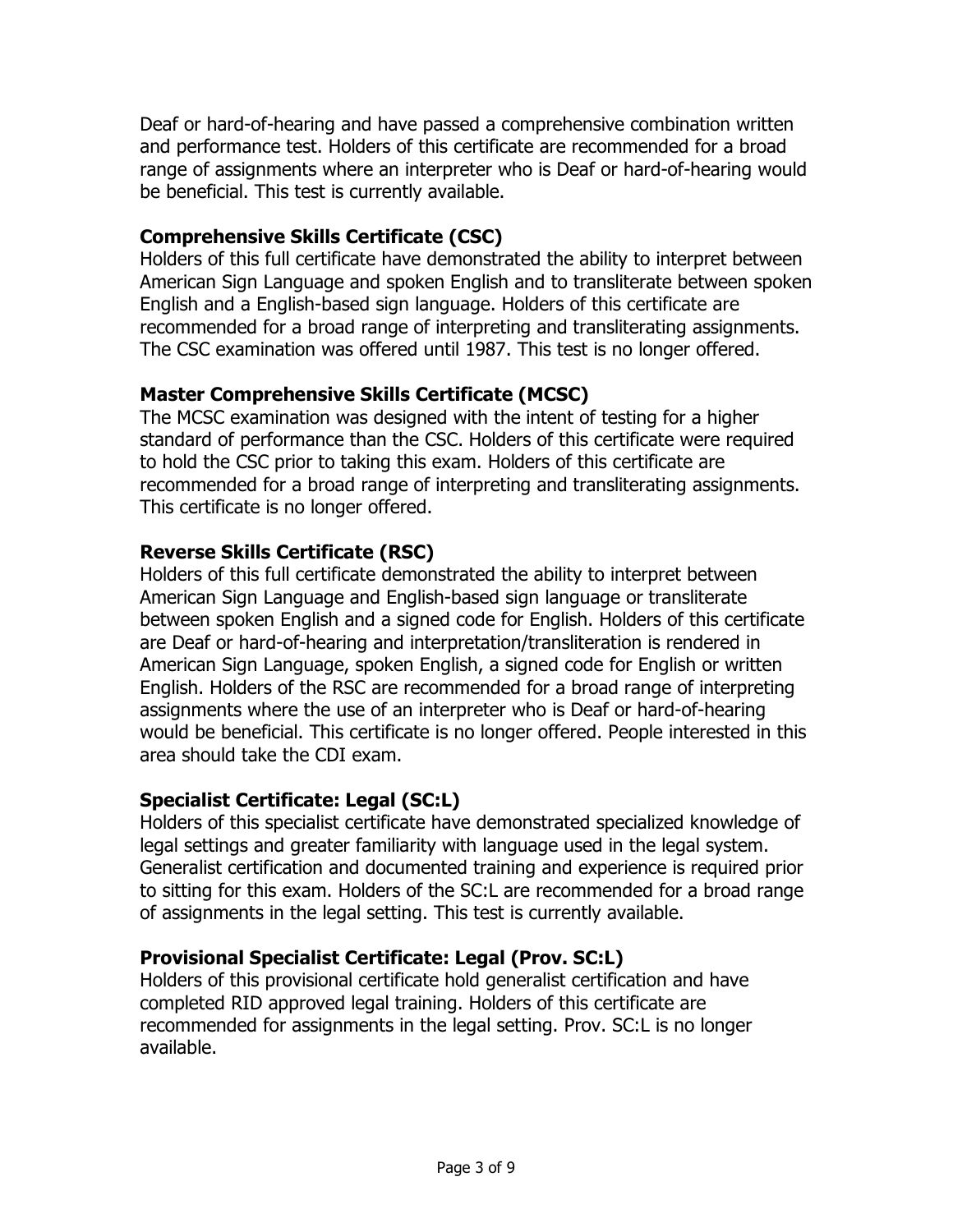Deaf or hard-of-hearing and have passed a comprehensive combination written and performance test. Holders of this certificate are recommended for a broad range of assignments where an interpreter who is Deaf or hard-of-hearing would be beneficial. This test is currently available.

**Comprehensive Skills Certificate (CSC)**

Holders of this full certificate have demonstrated the ability to interpret between American Sign Language and spoken English and to transliterate between spoken English and a English-based sign language. Holders of this certificate are recommended for a broad range of interpreting and transliterating assignments. The CSC examination was offered until 1987. This test is no longer offered.

**Master Comprehensive Skills Certificate (MCSC)**

The MCSC examination was designed with the intent of testing for a higher standard of performance than the CSC. Holders of this certificate were required to hold the CSC prior to taking this exam. Holders of this certificate are recommended for a broad range of interpreting and transliterating assignments. This certificate is no longer offered.

**Reverse Skills Certificate (RSC)**

Holders of this full certificate demonstrated the ability to interpret between American Sign Language and English-based sign language or transliterate between spoken English and a signed code for English. Holders of this certificate are Deaf or hard-of-hearing and interpretation/transliteration is rendered in American Sign Language, spoken English, a signed code for English or written English. Holders of the RSC are recommended for a broad range of interpreting assignments where the use of an interpreter who is Deaf or hard-of-hearing would be beneficial. This certificate is no longer offered. People interested in this area should take the CDI exam.

**Specialist Certificate: Legal (SC:L)**

Holders of this specialist certificate have demonstrated specialized knowledge of legal settings and greater familiarity with language used in the legal system. Generalist certification and documented training and experience is required prior to sitting for this exam. Holders of the SC:L are recommended for a broad range of assignments in the legal setting. This test is currently available.

**Provisional Specialist Certificate: Legal (Prov. SC:L)**

Holders of this provisional certificate hold generalist certification and have completed RID approved legal training. Holders of this certificate are recommended for assignments in the legal setting. Prov. SC:L is no longer available.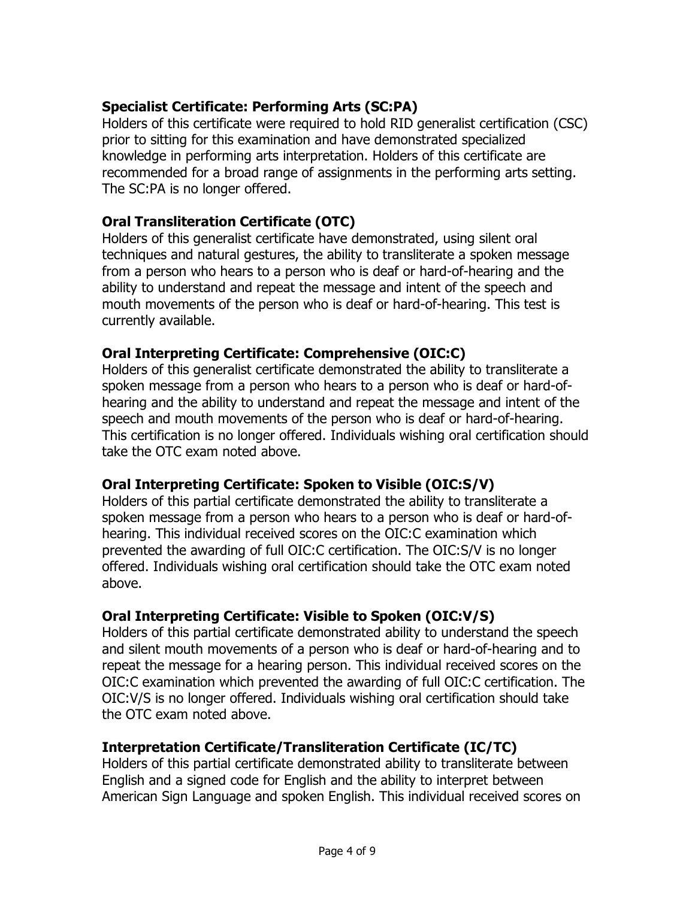### Specialist Certificate: Performing Arts (SC:PA)

Holders of this certificate were required to hold RID generalist certification (CSC) prior to sitting for this examination and have demonstrated specialized knowledge in performing arts interpretation. Holders of this certificate are recommended for a broad range of assignments in the performing arts setting. The SC:PA is no longer offered.

### Oral Transliteration Certificate (OTC)

Holders of this generalist certificate have demonstrated, using silent oral techniques and natural gestures, the ability to transliterate a spoken message from a person who hears to a person who is deaf or hard-of-hearing and the ability to understand and repeat the message and intent of the speech and mouth movements of the person who is deaf or hard-of-hearing. This test is currently available.

### Oral Interpreting Certificate: Comprehensive (OIC:C)

Holders of this generalist certificate demonstrated the ability to transliterate a spoken message from a person who hears to a person who is deaf or hard-of-hearing and the ability to understand and repeat the message and intent of the speech and mouth movements of the person who is deaf or hard-of-hearing. This certification is no longer offered. Individuals wishing oral certification should take the OTC exam noted above.

### Oral Interpreting Certificate: Spoken to Visible (OIC:S/V)

Holders of this partial certificate demonstrated the ability to transliterate a spoken message from a person who hears to a person who is deaf or hard-of-hearing. This individual received scores on the OIC:C examination which prevented the awarding of full OIC:C certification. The OIC:S/V is no longer offered. Individuals wishing oral certification should take the OTC exam noted above.

### Oral Interpreting Certificate: Visible to Spoken (OIC:V/S)

Holders of this partial certificate demonstrated ability to understand the speech and silent mouth movements of a person who is deaf or hard-of-hearing and to repeat the message for a hearing person. This individual received scores on the OIC:C examination which prevented the awarding of full OIC:C certification. The OIC:V/S is no longer offered. Individuals wishing oral certification should take the OTC exam noted above.

### Interpretation Certificate/Transliteration Certificate (IC/TC)

Holders of this partial certificate demonstrated ability to transliterate between English and a signed code for English and the ability to interpret between American Sign Language and spoken English. This individual received scores on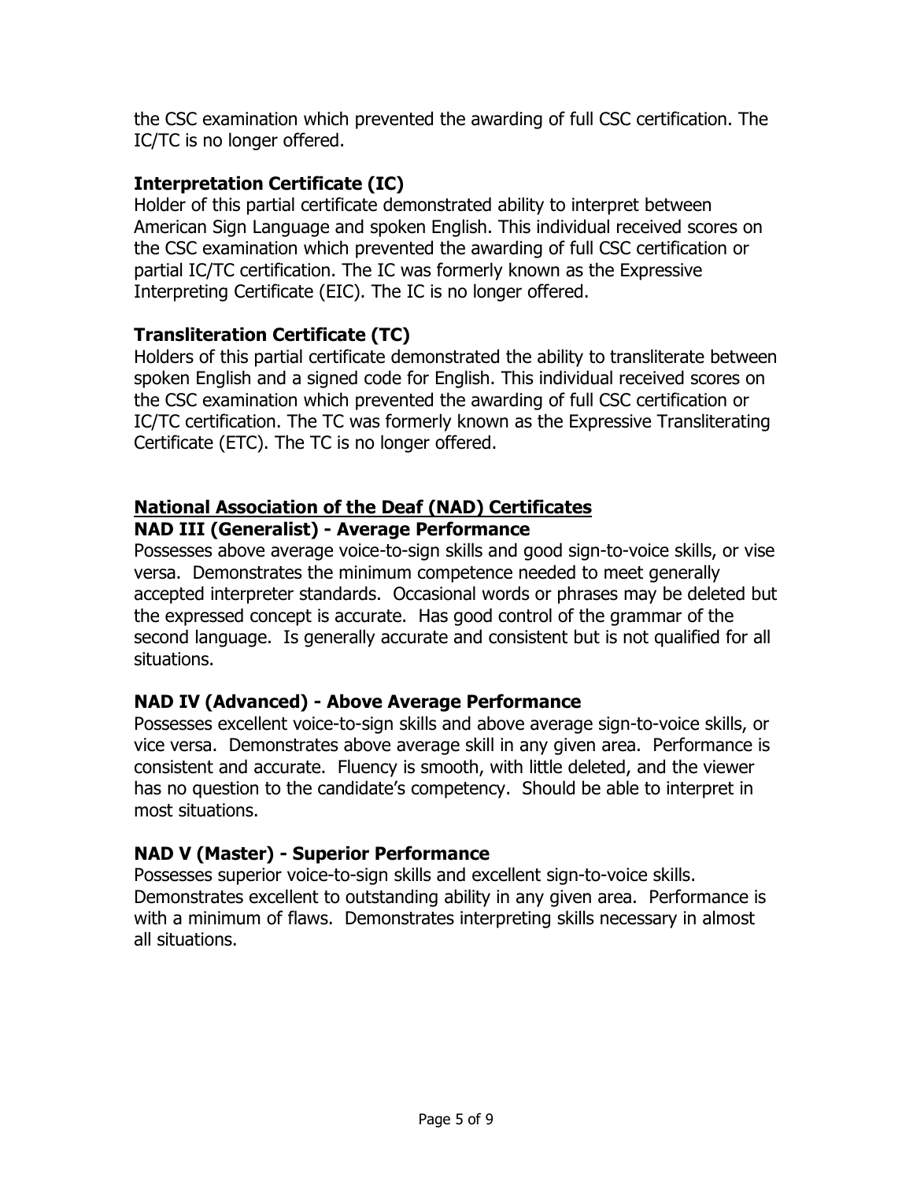the CSC examination which prevented the awarding of full CSC certification. The IC/TC is no longer offered.

### Interpretation Certificate (IC)

Holder of this partial certificate demonstrated ability to interpret between American Sign Language and spoken English. This individual received scores on the CSC examination which prevented the awarding of full CSC certification or partial IC/TC certification. The IC was formerly known as the Expressive Interpreting Certificate (EIC). The IC is no longer offered.

### Transliteration Certificate (TC)

Holders of this partial certificate demonstrated the ability to transliterate between spoken English and a signed code for English. This individual received scores on the CSC examination which prevented the awarding of full CSC certification or IC/TC certification. The TC was formerly known as the Expressive Transliterating Certificate (ETC). The TC is no longer offered.

## National Association of the Deaf (NAD) Certificates

### NAD III (Generalist) - Average Performance

Possesses above average voice-to-sign skills and good sign-to-voice skills, or vise versa. Demonstrates the minimum competence needed to meet generally accepted interpreter standards. Occasional words or phrases may be deleted but the expressed concept is accurate. Has good control of the grammar of the second language. Is generally accurate and consistent but is not qualified for all situations.

### NAD IV (Advanced) - Above Average Performance

Possesses excellent voice-to-sign skills and above average sign-to-voice skills, or vice versa. Demonstrates above average skill in any given area. Performance is consistent and accurate. Fluency is smooth, with little deleted, and the viewer has no question to the candidate's competency. Should be able to interpret in most situations.

### NAD V (Master) - Superior Performance

Possesses superior voice-to-sign skills and excellent sign-to-voice skills. Demonstrates excellent to outstanding ability in any given area. Performance is with a minimum of flaws. Demonstrates interpreting skills necessary in almost all situations.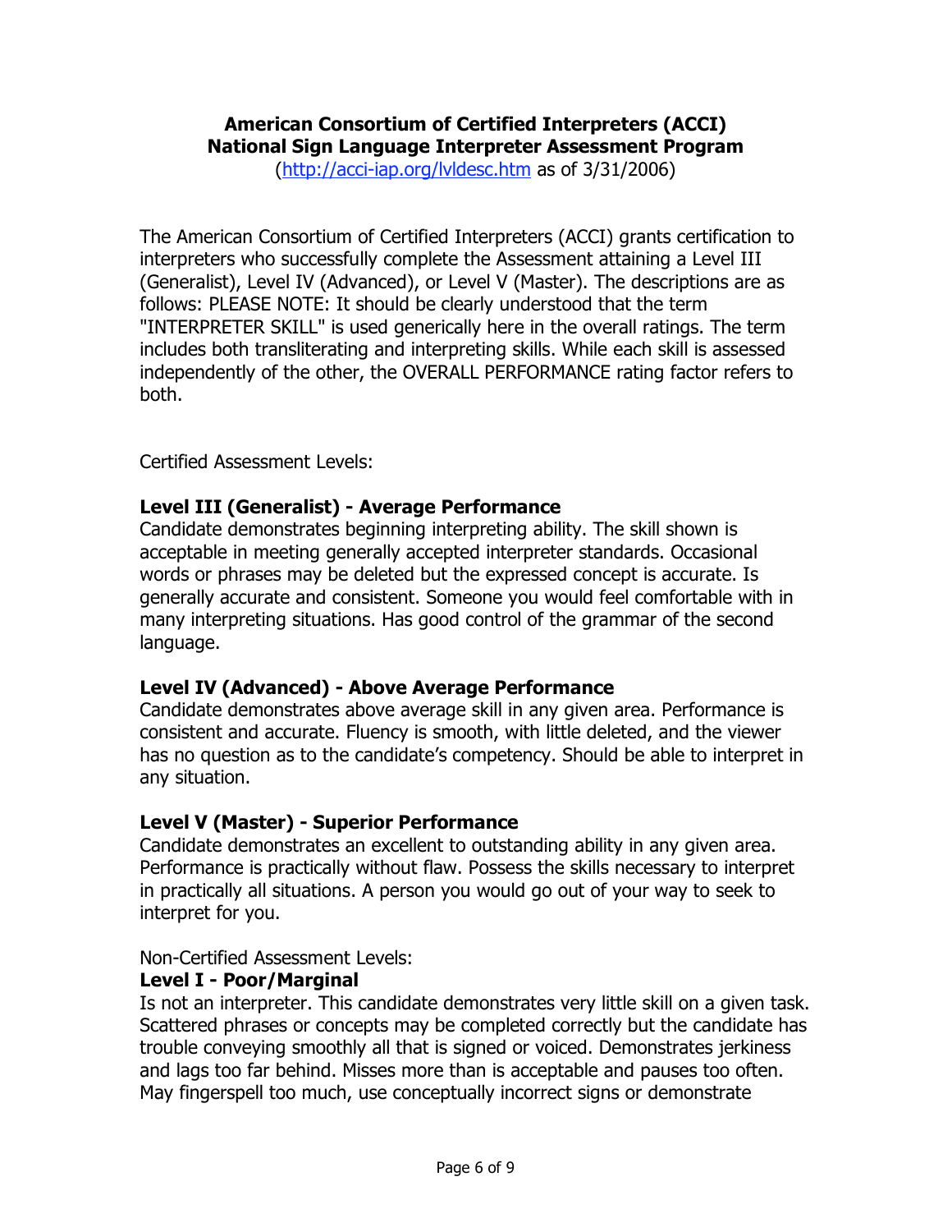**American Consortium of Certified Interpreters (ACCI)**
**National Sign Language Interpreter Assessment Program**
([http://acci-iap.org/lvldesc.htm](http://acci-iap.org/lvldesc.htm) as of 3/31/2006)

The American Consortium of Certified Interpreters (ACCI) grants certification to interpreters who successfully complete the Assessment attaining a Level III (Generalist), Level IV (Advanced), or Level V (Master). The descriptions are as follows: PLEASE NOTE: It should be clearly understood that the term "INTERPRETER SKILL" is used generically here in the overall ratings. The term includes both transliterating and interpreting skills. While each skill is assessed independently of the other, the OVERALL PERFORMANCE rating factor refers to both.

Certified Assessment Levels:

**Level III (Generalist) - Average Performance**
Candidate demonstrates beginning interpreting ability. The skill shown is acceptable in meeting generally accepted interpreter standards. Occasional words or phrases may be deleted but the expressed concept is accurate. Is generally accurate and consistent. Someone you would feel comfortable with in many interpreting situations. Has good control of the grammar of the second language.

**Level IV (Advanced) - Above Average Performance**
Candidate demonstrates above average skill in any given area. Performance is consistent and accurate. Fluency is smooth, with little deleted, and the viewer has no question as to the candidate's competency. Should be able to interpret in any situation.

**Level V (Master) - Superior Performance**
Candidate demonstrates an excellent to outstanding ability in any given area. Performance is practically without flaw. Possess the skills necessary to interpret in practically all situations. A person you would go out of your way to seek to interpret for you.

Non-Certified Assessment Levels:

**Level I - Poor/Marginal**
Is not an interpreter. This candidate demonstrates very little skill on a given task. Scattered phrases or concepts may be completed correctly but the candidate has trouble conveying smoothly all that is signed or voiced. Demonstrates jerkiness and lags too far behind. Misses more than is acceptable and pauses too often. May fingerspell too much, use conceptually incorrect signs or demonstrate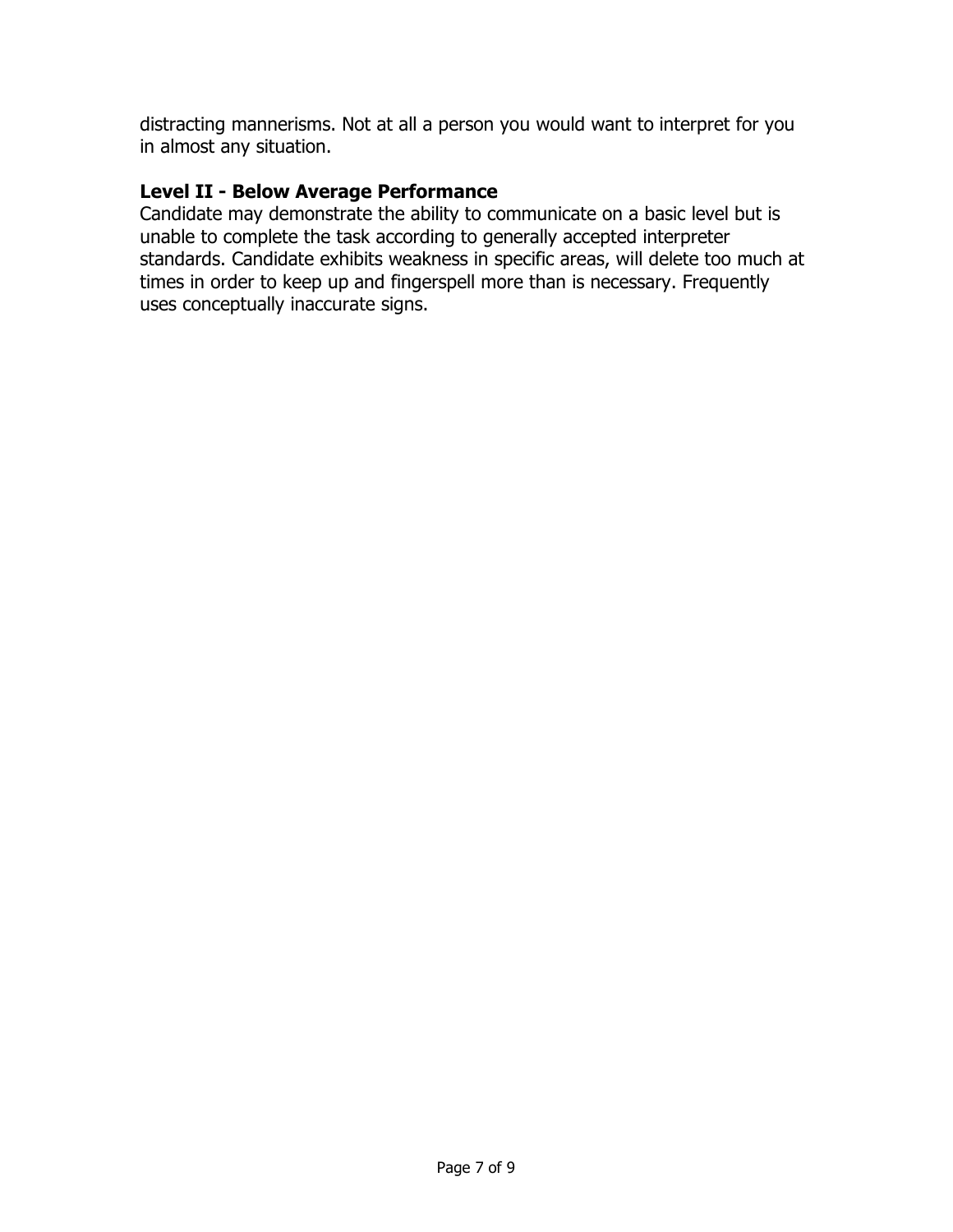distracting mannerisms. Not at all a person you would want to interpret for you in almost any situation.

### Level II - Below Average Performance

Candidate may demonstrate the ability to communicate on a basic level but is unable to complete the task according to generally accepted interpreter standards. Candidate exhibits weakness in specific areas, will delete too much at times in order to keep up and fingerspell more than is necessary. Frequently uses conceptually inaccurate signs.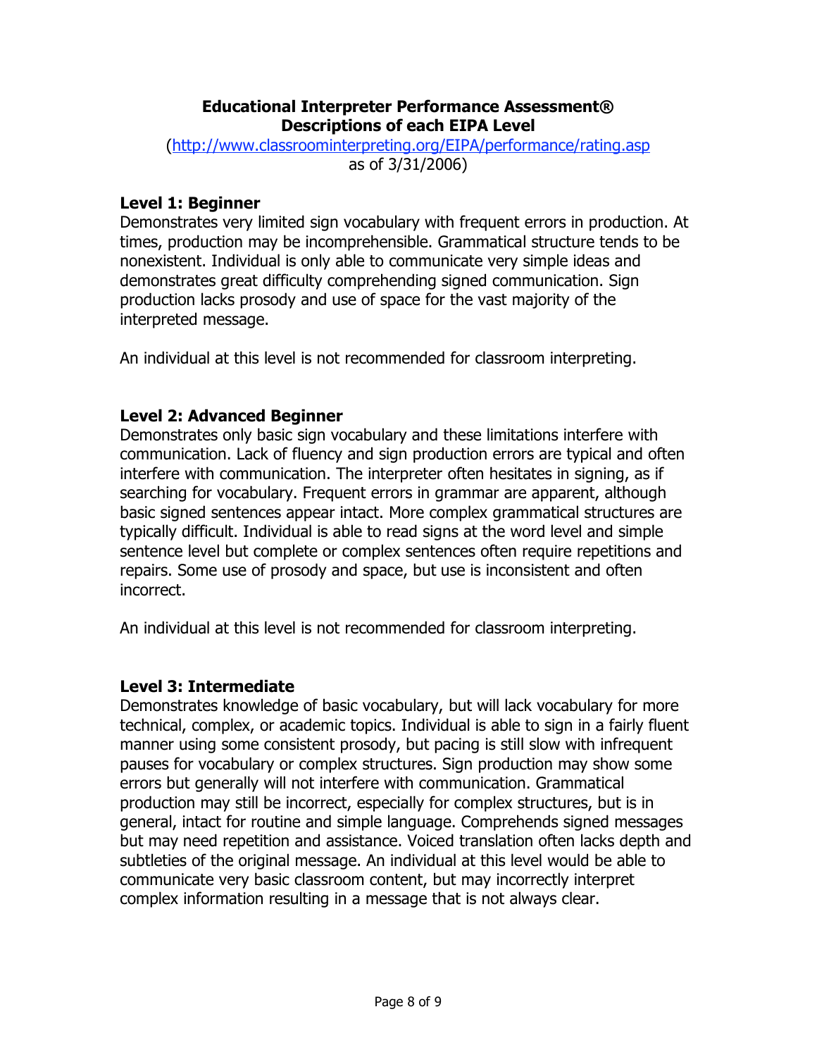**Educational Interpreter Performance Assessment®**
**Descriptions of each EIPA Level**

(http://www.classroominterpreting.org/EIPA/performance/rating.asp as of 3/31/2006)

## Level 1: Beginner

Demonstrates very limited sign vocabulary with frequent errors in production. At times, production may be incomprehensible. Grammatical structure tends to be nonexistent. Individual is only able to communicate very simple ideas and demonstrates great difficulty comprehending signed communication. Sign production lacks prosody and use of space for the vast majority of the interpreted message.

An individual at this level is not recommended for classroom interpreting.

## Level 2: Advanced Beginner

Demonstrates only basic sign vocabulary and these limitations interfere with communication. Lack of fluency and sign production errors are typical and often interfere with communication. The interpreter often hesitates in signing, as if searching for vocabulary. Frequent errors in grammar are apparent, although basic signed sentences appear intact. More complex grammatical structures are typically difficult. Individual is able to read signs at the word level and simple sentence level but complete or complex sentences often require repetitions and repairs. Some use of prosody and space, but use is inconsistent and often incorrect.

An individual at this level is not recommended for classroom interpreting.

## Level 3: Intermediate

Demonstrates knowledge of basic vocabulary, but will lack vocabulary for more technical, complex, or academic topics. Individual is able to sign in a fairly fluent manner using some consistent prosody, but pacing is still slow with infrequent pauses for vocabulary or complex structures. Sign production may show some errors but generally will not interfere with communication. Grammatical production may still be incorrect, especially for complex structures, but is in general, intact for routine and simple language. Comprehends signed messages but may need repetition and assistance. Voiced translation often lacks depth and subtleties of the original message. An individual at this level would be able to communicate very basic classroom content, but may incorrectly interpret complex information resulting in a message that is not always clear.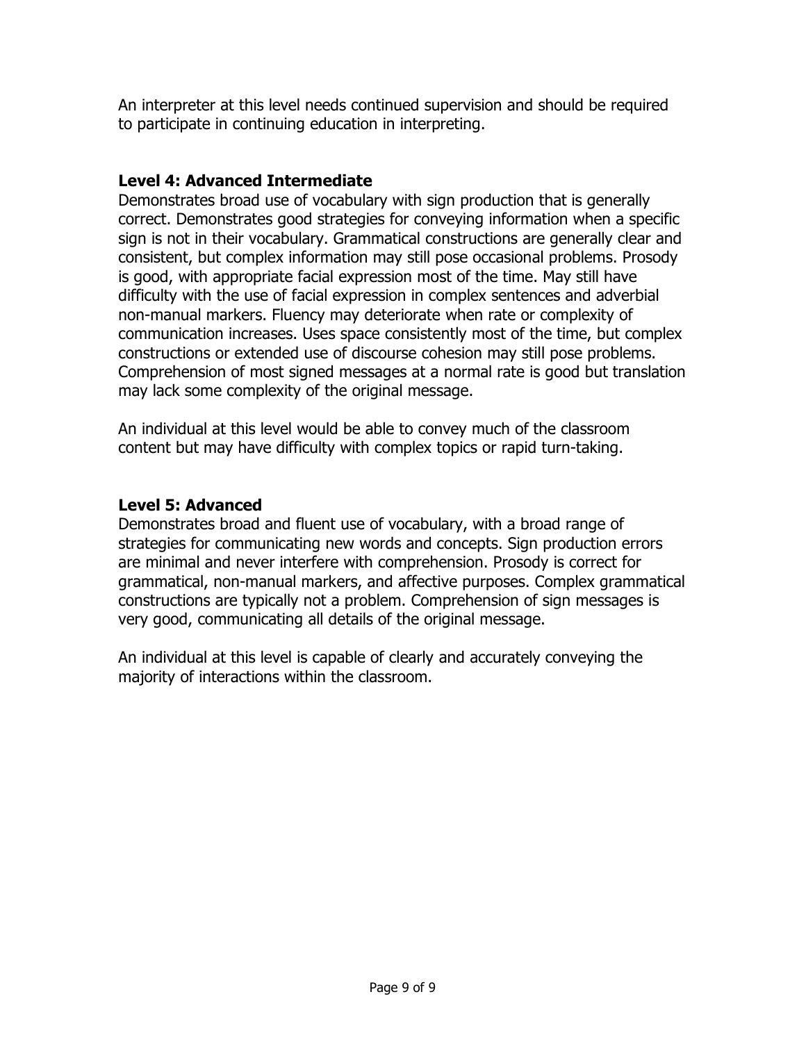An interpreter at this level needs continued supervision and should be required to participate in continuing education in interpreting.

### Level 4: Advanced Intermediate

Demonstrates broad use of vocabulary with sign production that is generally correct. Demonstrates good strategies for conveying information when a specific sign is not in their vocabulary. Grammatical constructions are generally clear and consistent, but complex information may still pose occasional problems. Prosody is good, with appropriate facial expression most of the time. May still have difficulty with the use of facial expression in complex sentences and adverbial non-manual markers. Fluency may deteriorate when rate or complexity of communication increases. Uses space consistently most of the time, but complex constructions or extended use of discourse cohesion may still pose problems. Comprehension of most signed messages at a normal rate is good but translation may lack some complexity of the original message.

An individual at this level would be able to convey much of the classroom content but may have difficulty with complex topics or rapid turn-taking.

### Level 5: Advanced

Demonstrates broad and fluent use of vocabulary, with a broad range of strategies for communicating new words and concepts. Sign production errors are minimal and never interfere with comprehension. Prosody is correct for grammatical, non-manual markers, and affective purposes. Complex grammatical constructions are typically not a problem. Comprehension of sign messages is very good, communicating all details of the original message.

An individual at this level is capable of clearly and accurately conveying the majority of interactions within the classroom.